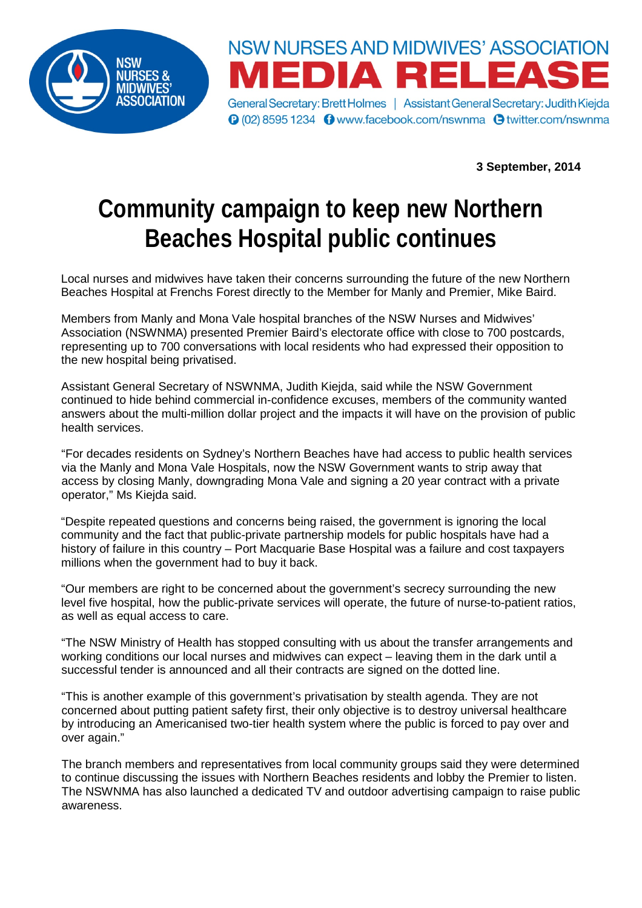NSW NURSES AND MIDWIVES' ASSOCIATION

# MEDIA RELEASE

General Secretary: Brett Holmes | Assistant General Secretary: Judith Kiejda

(02) 8595 1234 www.facebook.com/nswnma twitter.com/nswnma

**3 September, 2014**

# Community campaign to keep new Northern Beaches Hospital public continues

Local nurses and midwives have taken their concerns surrounding the future of the new Northern Beaches Hospital at Frenchs Forest directly to the Member for Manly and Premier, Mike Baird.

Members from Manly and Mona Vale hospital branches of the NSW Nurses and Midwives' Association (NSWNMA) presented Premier Baird's electorate office with close to 700 postcards, representing up to 700 conversations with local residents who had expressed their opposition to the new hospital being privatised.

Assistant General Secretary of NSWNMA, Judith Kiejda, said while the NSW Government continued to hide behind commercial in-confidence excuses, members of the community wanted answers about the multi-million dollar project and the impacts it will have on the provision of public health services.

"For decades residents on Sydney's Northern Beaches have had access to public health services via the Manly and Mona Vale Hospitals, now the NSW Government wants to strip away that access by closing Manly, downgrading Mona Vale and signing a 20 year contract with a private operator," Ms Kiejda said.

"Despite repeated questions and concerns being raised, the government is ignoring the local community and the fact that public-private partnership models for public hospitals have had a history of failure in this country – Port Macquarie Base Hospital was a failure and cost taxpayers millions when the government had to buy it back.

"Our members are right to be concerned about the government's secrecy surrounding the new level five hospital, how the public-private services will operate, the future of nurse-to-patient ratios, as well as equal access to care.

"The NSW Ministry of Health has stopped consulting with us about the transfer arrangements and working conditions our local nurses and midwives can expect – leaving them in the dark until a successful tender is announced and all their contracts are signed on the dotted line.

"This is another example of this government's privatisation by stealth agenda. They are not concerned about putting patient safety first, their only objective is to destroy universal healthcare by introducing an Americanised two-tier health system where the public is forced to pay over and over again."

The branch members and representatives from local community groups said they were determined to continue discussing the issues with Northern Beaches residents and lobby the Premier to listen. The NSWNMA has also launched a dedicated TV and outdoor advertising campaign to raise public awareness.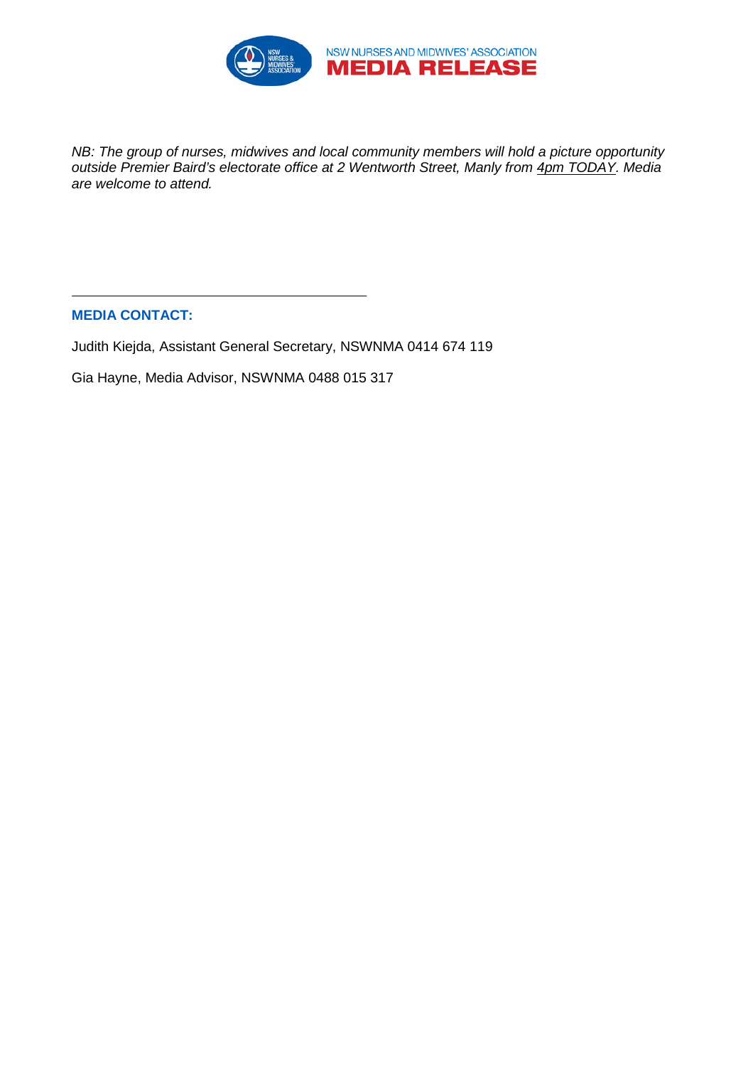*NB: The group of nurses, midwives and local community members will hold a picture opportunity outside Premier Baird's electorate office at 2 Wentworth Street, Manly from 4pm TODAY. Media are welcome to attend.*

---

**MEDIA CONTACT:**

Judith Kiejda, Assistant General Secretary, NSWNMA 0414 674 119

Gia Hayne, Media Advisor, NSWNMA 0488 015 317